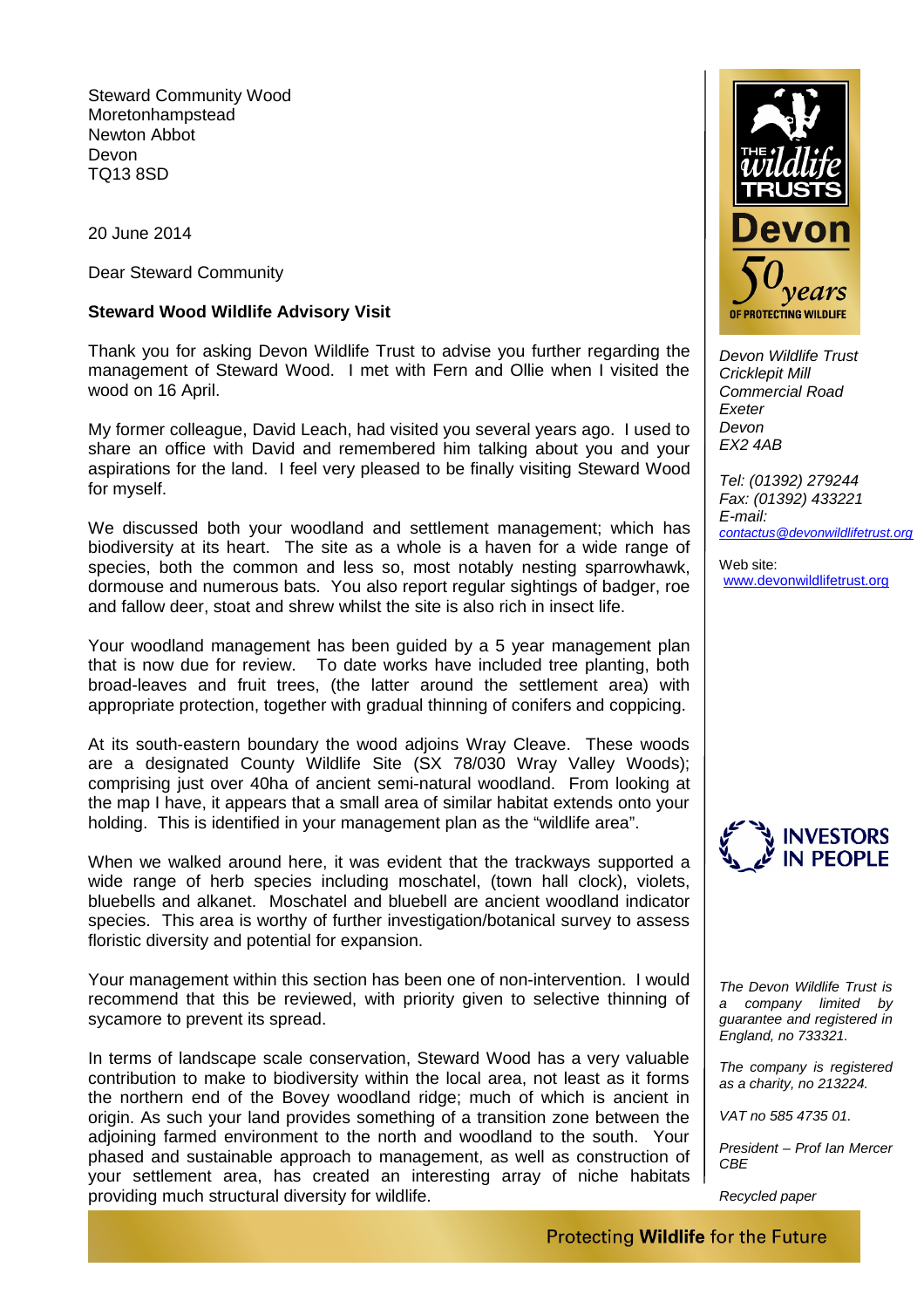Steward Community Wood
Moretonhampstead
Newton Abbot
Devon
TQ13 8SD

20 June 2014

Dear Steward Community

**Steward Wood Wildlife Advisory Visit**

Thank you for asking Devon Wildlife Trust to advise you further regarding the management of Steward Wood. I met with Fern and Ollie when I visited the wood on 16 April.

My former colleague, David Leach, had visited you several years ago. I used to share an office with David and remembered him talking about you and your aspirations for the land. I feel very pleased to be finally visiting Steward Wood for myself.

We discussed both your woodland and settlement management; which has biodiversity at its heart. The site as a whole is a haven for a wide range of species, both the common and less so, most notably nesting sparrowhawk, dormouse and numerous bats. You also report regular sightings of badger, roe and fallow deer, stoat and shrew whilst the site is also rich in insect life.

Your woodland management has been guided by a 5 year management plan that is now due for review. To date works have included tree planting, both broad-leaves and fruit trees, (the latter around the settlement area) with appropriate protection, together with gradual thinning of conifers and coppicing.

At its south-eastern boundary the wood adjoins Wray Cleave. These woods are a designated County Wildlife Site (SX 78/030 Wray Valley Woods); comprising just over 40ha of ancient semi-natural woodland. From looking at the map I have, it appears that a small area of similar habitat extends onto your holding. This is identified in your management plan as the "wildlife area".

When we walked around here, it was evident that the trackways supported a wide range of herb species including moschatel, (town hall clock), violets, bluebells and alkanet. Moschatel and bluebell are ancient woodland indicator species. This area is worthy of further investigation/botanical survey to assess floristic diversity and potential for expansion.

Your management within this section has been one of non-intervention. I would recommend that this be reviewed, with priority given to selective thinning of sycamore to prevent its spread.

In terms of landscape scale conservation, Steward Wood has a very valuable contribution to make to biodiversity within the local area, not least as it forms the northern end of the Bovey woodland ridge; much of which is ancient in origin. As such your land provides something of a transition zone between the adjoining farmed environment to the north and woodland to the south. Your phased and sustainable approach to management, as well as construction of your settlement area, has created an interesting array of niche habitats providing much structural diversity for wildlife.

*Devon Wildlife Trust*
*Cricklepit Mill*
*Commercial Road*
*Exeter*
*Devon*
*EX2 4AB*

*Tel: (01392) 279244*
*Fax: (01392) 433221*
*E-mail:*
*contactus@devonwildlifetrust.org*

Web site:
www.devonwildlifetrust.org

*The Devon Wildlife Trust is a company limited by guarantee and registered in England, no 733321.*

*The company is registered as a charity, no 213224.*

*VAT no 585 4735 01.*

*President – Prof Ian Mercer CBE*

*Recycled paper*

Protecting **Wildlife** for the Future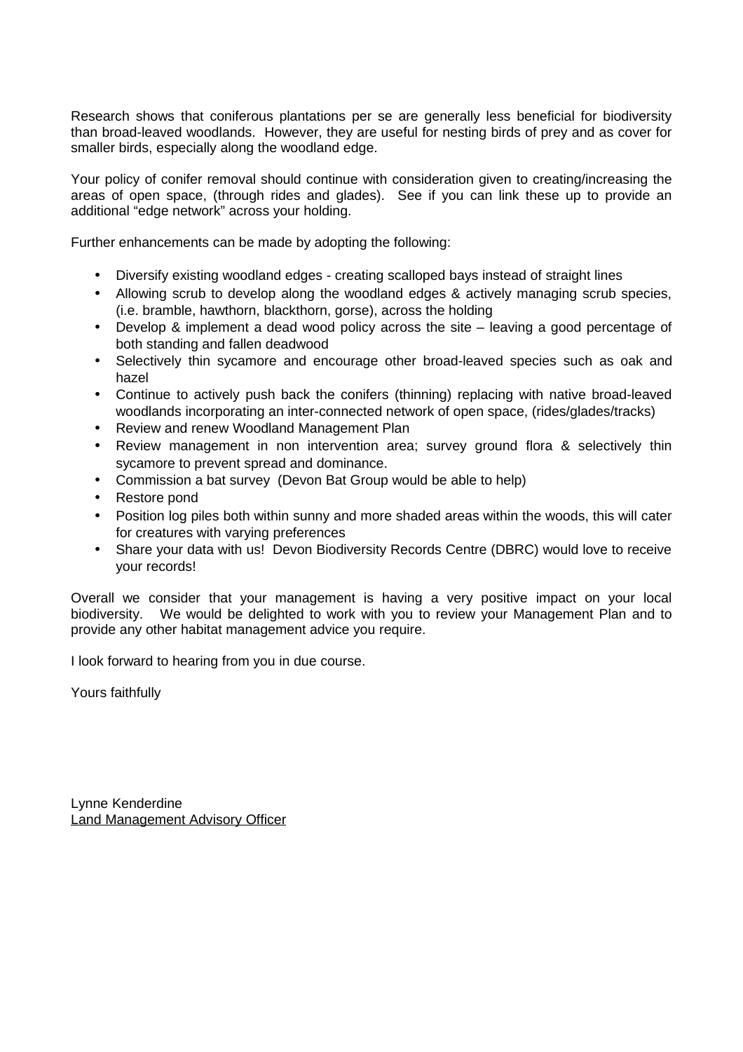Research shows that coniferous plantations per se are generally less beneficial for biodiversity than broad-leaved woodlands. However, they are useful for nesting birds of prey and as cover for smaller birds, especially along the woodland edge.

Your policy of conifer removal should continue with consideration given to creating/increasing the areas of open space, (through rides and glades). See if you can link these up to provide an additional "edge network" across your holding.

Further enhancements can be made by adopting the following:

- Diversify existing woodland edges - creating scalloped bays instead of straight lines
- Allowing scrub to develop along the woodland edges & actively managing scrub species, (i.e. bramble, hawthorn, blackthorn, gorse), across the holding
- Develop & implement a dead wood policy across the site – leaving a good percentage of both standing and fallen deadwood
- Selectively thin sycamore and encourage other broad-leaved species such as oak and hazel
- Continue to actively push back the conifers (thinning) replacing with native broad-leaved woodlands incorporating an inter-connected network of open space, (rides/glades/tracks)
- Review and renew Woodland Management Plan
- Review management in non intervention area; survey ground flora & selectively thin sycamore to prevent spread and dominance.
- Commission a bat survey (Devon Bat Group would be able to help)
- Restore pond
- Position log piles both within sunny and more shaded areas within the woods, this will cater for creatures with varying preferences
- Share your data with us! Devon Biodiversity Records Centre (DBRC) would love to receive your records!

Overall we consider that your management is having a very positive impact on your local biodiversity. We would be delighted to work with you to review your Management Plan and to provide any other habitat management advice you require.

I look forward to hearing from you in due course.

Yours faithfully

Lynne Kenderdine
<u>Land Management Advisory Officer</u>